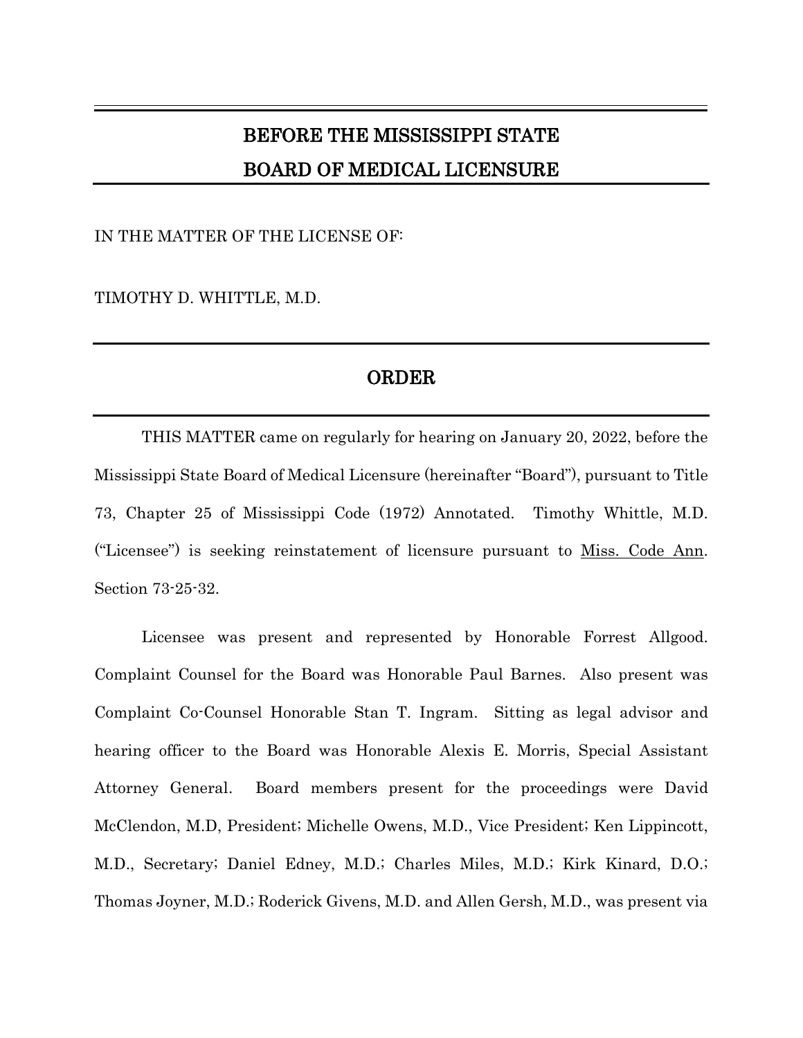# BEFORE THE MISSISSIPPI STATE BOARD OF MEDICAL LICENSURE

IN THE MATTER OF THE LICENSE OF:

TIMOTHY D. WHITTLE, M.D.

## ORDER

THIS MATTER came on regularly for hearing on January 20, 2022, before the Mississippi State Board of Medical Licensure (hereinafter "Board"), pursuant to Title 73, Chapter 25 of Mississippi Code (1972) Annotated. Timothy Whittle, M.D. ("Licensee") is seeking reinstatement of licensure pursuant to Miss. Code Ann. Section 73-25-32.

Licensee was present and represented by Honorable Forrest Allgood. Complaint Counsel for the Board was Honorable Paul Barnes. Also present was Complaint Co-Counsel Honorable Stan T. Ingram. Sitting as legal advisor and hearing officer to the Board was Honorable Alexis E. Morris, Special Assistant Attorney General. Board members present for the proceedings were David McClendon, M.D, President; Michelle Owens, M.D., Vice President; Ken Lippincott, M.D., Secretary; Daniel Edney, M.D.; Charles Miles, M.D.; Kirk Kinard, D.O.; Thomas Joyner, M.D.; Roderick Givens, M.D. and Allen Gersh, M.D., was present via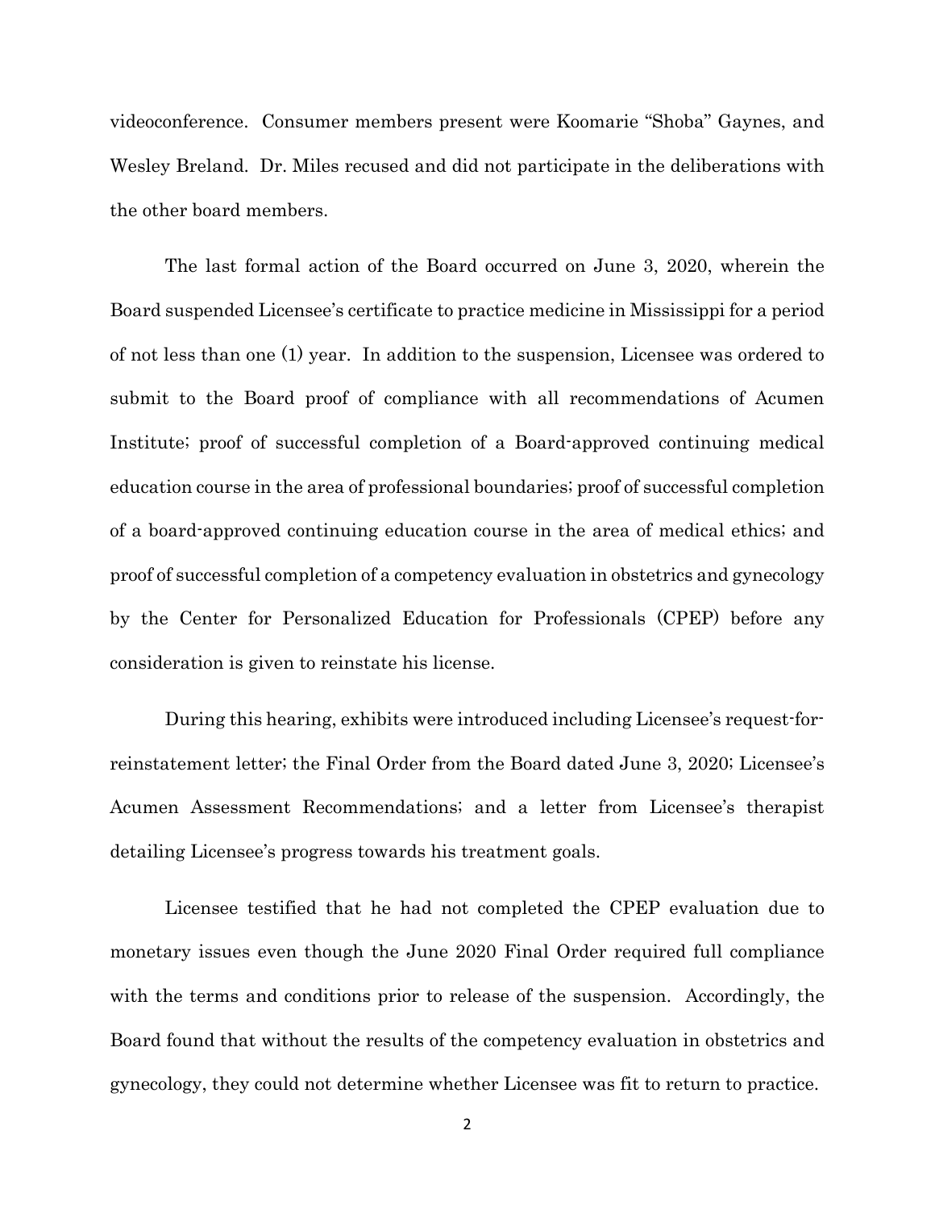videoconference. Consumer members present were Koomarie "Shoba" Gaynes, and Wesley Breland. Dr. Miles recused and did not participate in the deliberations with the other board members.

The last formal action of the Board occurred on June 3, 2020, wherein the Board suspended Licensee's certificate to practice medicine in Mississippi for a period of not less than one (1) year. In addition to the suspension, Licensee was ordered to submit to the Board proof of compliance with all recommendations of Acumen Institute; proof of successful completion of a Board-approved continuing medical education course in the area of professional boundaries; proof of successful completion of a board-approved continuing education course in the area of medical ethics; and proof of successful completion of a competency evaluation in obstetrics and gynecology by the Center for Personalized Education for Professionals (CPEP) before any consideration is given to reinstate his license.

During this hearing, exhibits were introduced including Licensee's request-for-reinstatement letter; the Final Order from the Board dated June 3, 2020; Licensee's Acumen Assessment Recommendations; and a letter from Licensee's therapist detailing Licensee's progress towards his treatment goals.

Licensee testified that he had not completed the CPEP evaluation due to monetary issues even though the June 2020 Final Order required full compliance with the terms and conditions prior to release of the suspension. Accordingly, the Board found that without the results of the competency evaluation in obstetrics and gynecology, they could not determine whether Licensee was fit to return to practice.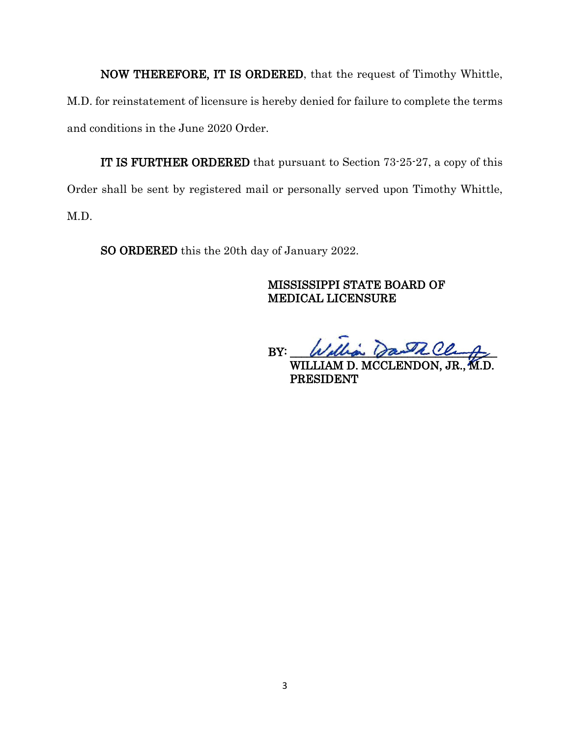**NOW THEREFORE, IT IS ORDERED**, that the request of Timothy Whittle, M.D. for reinstatement of licensure is hereby denied for failure to complete the terms and conditions in the June 2020 Order.

**IT IS FURTHER ORDERED** that pursuant to Section 73-25-27, a copy of this Order shall be sent by registered mail or personally served upon Timothy Whittle, M.D.

**SO ORDERED** this the 20th day of January 2022.

**MISSISSIPPI STATE BOARD OF MEDICAL LICENSURE**

**BY:** ______________________________
**WILLIAM D. MCCLENDON, JR., M.D.**
**PRESIDENT**